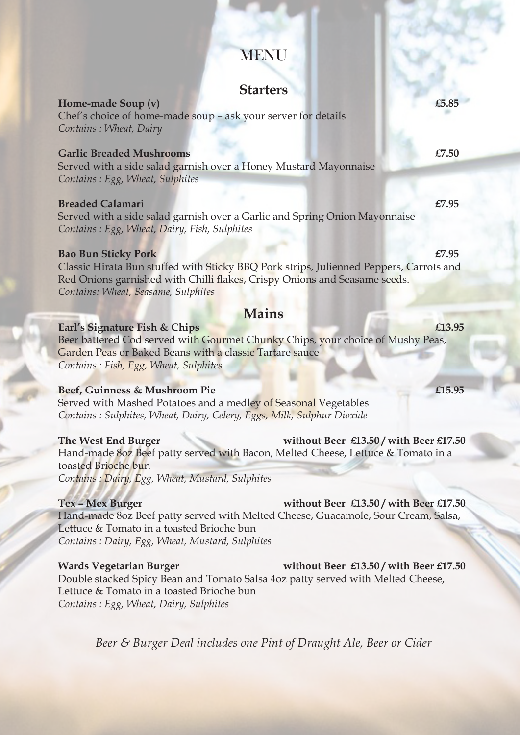# MENU

## Starters

**Home-made Soup (v)** **£5.85**
Chef's choice of home-made soup – ask your server for details
*Contains : Wheat, Dairy*

**Garlic Breaded Mushrooms** **£7.50**
Served with a side salad garnish over a Honey Mustard Mayonnaise
*Contains : Egg, Wheat, Sulphites*

**Breaded Calamari** **£7.95**
Served with a side salad garnish over a Garlic and Spring Onion Mayonnaise
*Contains : Egg, Wheat, Dairy, Fish, Sulphites*

**Bao Bun Sticky Pork** **£7.95**
Classic Hirata Bun stuffed with Sticky BBQ Pork strips, Julienned Peppers, Carrots and Red Onions garnished with Chilli flakes, Crispy Onions and Seasame seeds.
*Contains: Wheat, Seasame, Sulphites*

## Mains

**Earl's Signature Fish & Chips** **£13.95**
Beer battered Cod served with Gourmet Chunky Chips, your choice of Mushy Peas, Garden Peas or Baked Beans with a classic Tartare sauce
*Contains : Fish, Egg, Wheat, Sulphites*

**Beef, Guinness & Mushroom Pie** **£15.95**
Served with Mashed Potatoes and a medley of Seasonal Vegetables
*Contains : Sulphites, Wheat, Dairy, Celery, Eggs, Milk, Sulphur Dioxide*

**The West End Burger** **without Beer £13.50 / with Beer £17.50**
Hand-made 8oz Beef patty served with Bacon, Melted Cheese, Lettuce & Tomato in a toasted Brioche bun
*Contains : Dairy, Egg, Wheat, Mustard, Sulphites*

**Tex – Mex Burger** **without Beer £13.50 / with Beer £17.50**
Hand-made 8oz Beef patty served with Melted Cheese, Guacamole, Sour Cream, Salsa, Lettuce & Tomato in a toasted Brioche bun
*Contains : Dairy, Egg, Wheat, Mustard, Sulphites*

**Wards Vegetarian Burger** **without Beer £13.50 / with Beer £17.50**
Double stacked Spicy Bean and Tomato Salsa 4oz patty served with Melted Cheese, Lettuce & Tomato in a toasted Brioche bun
*Contains : Egg, Wheat, Dairy, Sulphites*

*Beer & Burger Deal includes one Pint of Draught Ale, Beer or Cider*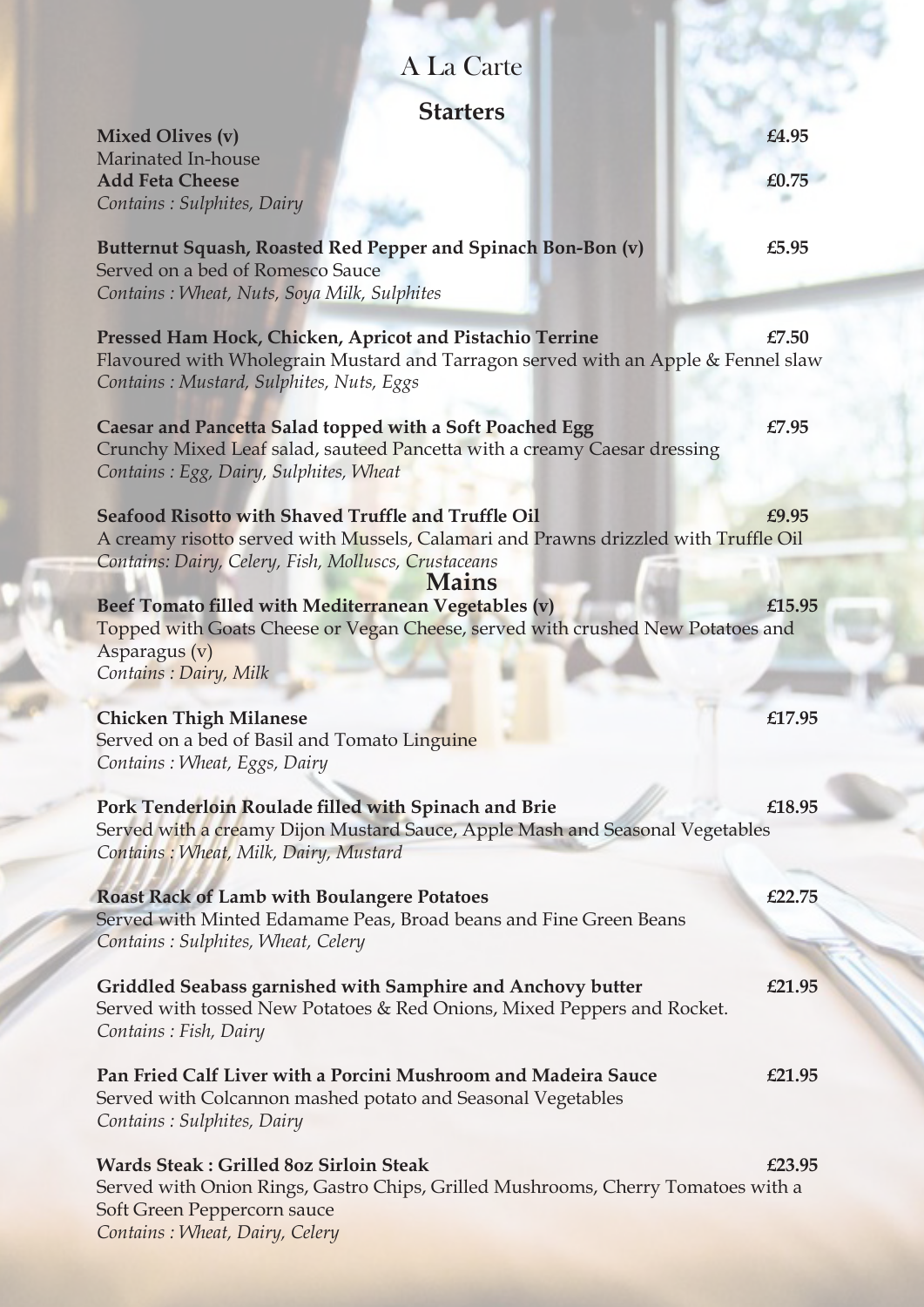# A La Carte

## Starters

**Mixed Olives (v)** **£4.95**
Marinated In-house
**Add Feta Cheese** **£0.75**
*Contains : Sulphites, Dairy*

**Butternut Squash, Roasted Red Pepper and Spinach Bon-Bon (v)** **£5.95**
Served on a bed of Romesco Sauce
*Contains : Wheat, Nuts, Soya Milk, Sulphites*

**Pressed Ham Hock, Chicken, Apricot and Pistachio Terrine** **£7.50**
Flavoured with Wholegrain Mustard and Tarragon served with an Apple & Fennel slaw
*Contains : Mustard, Sulphites, Nuts, Eggs*

**Caesar and Pancetta Salad topped with a Soft Poached Egg** **£7.95**
Crunchy Mixed Leaf salad, sauteed Pancetta with a creamy Caesar dressing
*Contains : Egg, Dairy, Sulphites, Wheat*

**Seafood Risotto with Shaved Truffle and Truffle Oil** **£9.95**
A creamy risotto served with Mussels, Calamari and Prawns drizzled with Truffle Oil
*Contains: Dairy, Celery, Fish, Molluscs, Crustaceans*

## Mains

**Beef Tomato filled with Mediterranean Vegetables (v)** **£15.95**
Topped with Goats Cheese or Vegan Cheese, served with crushed New Potatoes and Asparagus (v)
*Contains : Dairy, Milk*

**Chicken Thigh Milanese** **£17.95**
Served on a bed of Basil and Tomato Linguine
*Contains : Wheat, Eggs, Dairy*

**Pork Tenderloin Roulade filled with Spinach and Brie** **£18.95**
Served with a creamy Dijon Mustard Sauce, Apple Mash and Seasonal Vegetables
*Contains : Wheat, Milk, Dairy, Mustard*

**Roast Rack of Lamb with Boulangere Potatoes** **£22.75**
Served with Minted Edamame Peas, Broad beans and Fine Green Beans
*Contains : Sulphites, Wheat, Celery*

**Griddled Seabass garnished with Samphire and Anchovy butter** **£21.95**
Served with tossed New Potatoes & Red Onions, Mixed Peppers and Rocket.
*Contains : Fish, Dairy*

**Pan Fried Calf Liver with a Porcini Mushroom and Madeira Sauce** **£21.95**
Served with Colcannon mashed potato and Seasonal Vegetables
*Contains : Sulphites, Dairy*

**Wards Steak : Grilled 8oz Sirloin Steak** **£23.95**
Served with Onion Rings, Gastro Chips, Grilled Mushrooms, Cherry Tomatoes with a Soft Green Peppercorn sauce
*Contains : Wheat, Dairy, Celery*